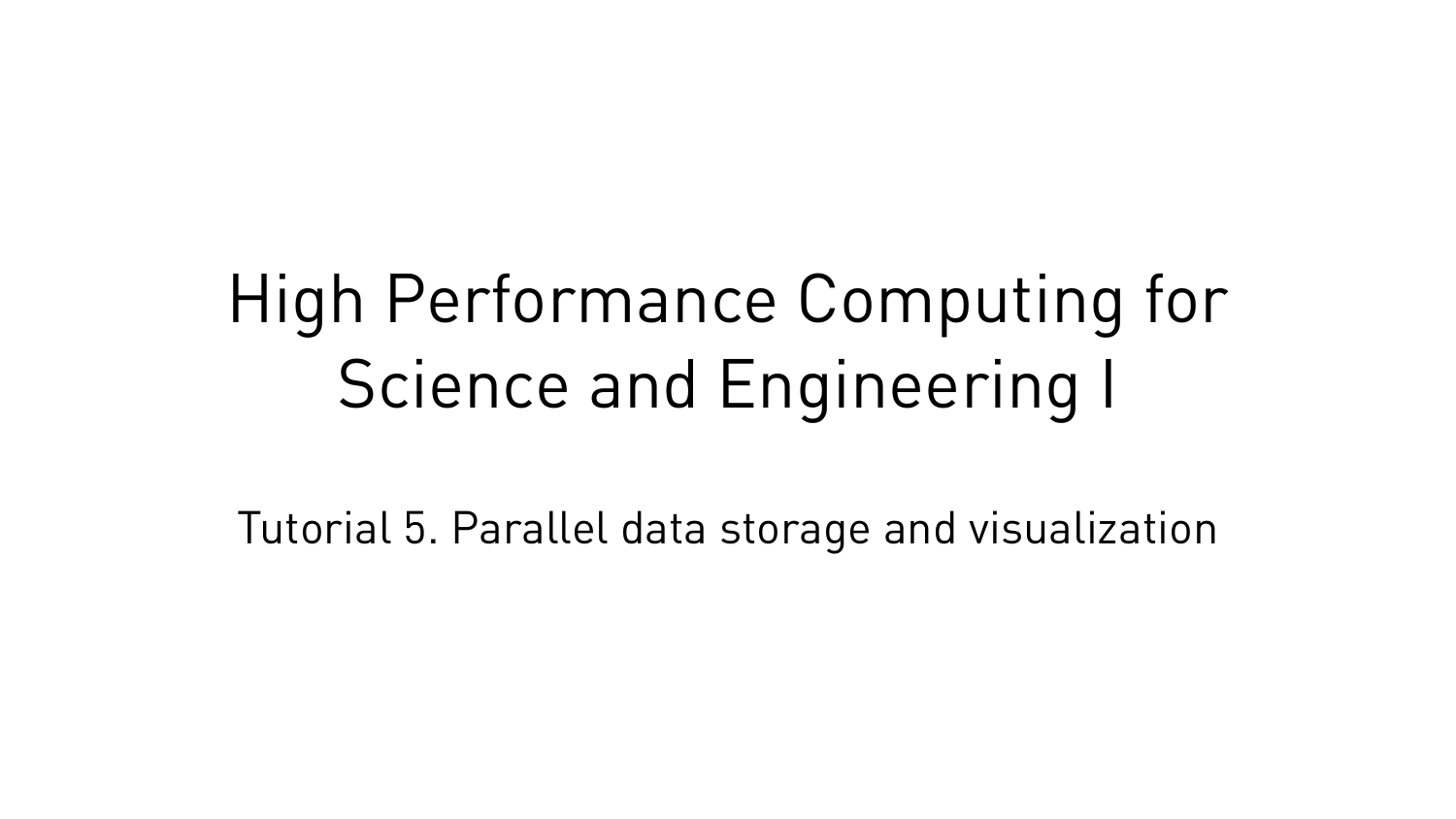# High Performance Computing for Science and Engineering I

## Tutorial 5. Parallel data storage and visualization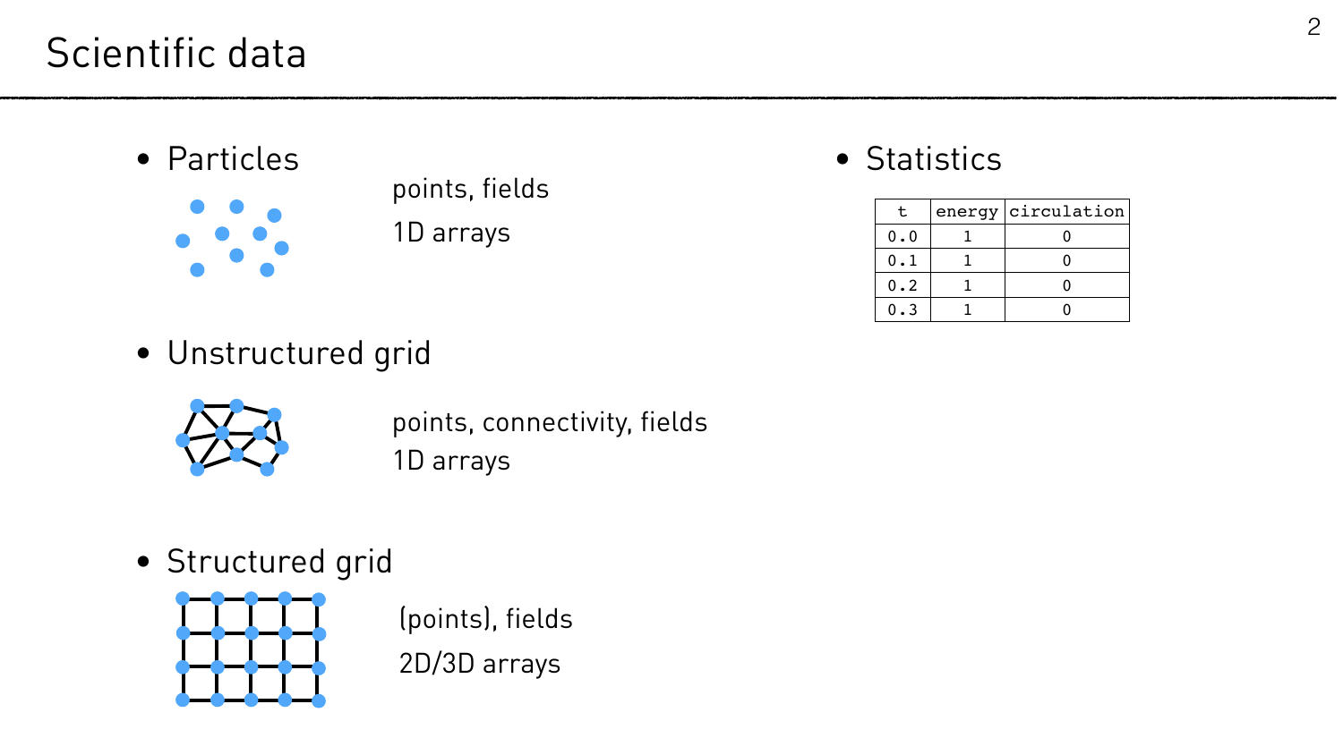# Scientific data

- Particles

  points, fields

  1D arrays

- Unstructured grid

  points, connectivity, fields

  1D arrays

- Structured grid

  (points), fields

  2D/3D arrays

- Statistics

| t | energy | circulation |
|---|---|---|
| 0.0 | 1 | 0 |
| 0.1 | 1 | 0 |
| 0.2 | 1 | 0 |
| 0.3 | 1 | 0 |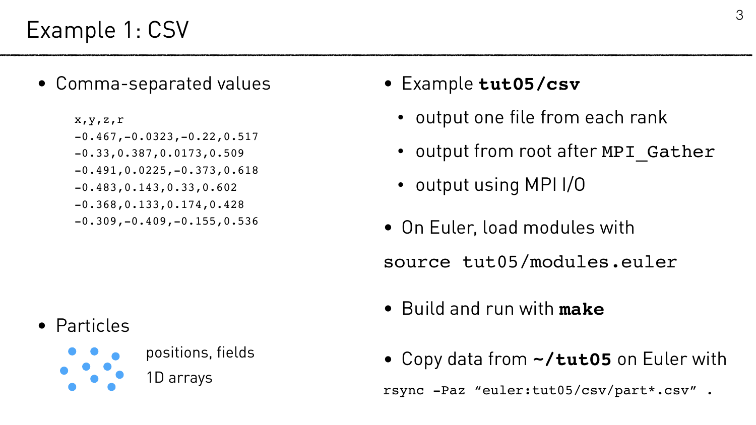# Example 1: CSV

- Comma-separated values

```
x,y,z,r
-0.467,-0.0323,-0.22,0.517
-0.33,0.387,0.0173,0.509
-0.491,0.0225,-0.373,0.618
-0.483,0.143,0.33,0.602
-0.368,0.133,0.174,0.428
-0.309,-0.409,-0.155,0.536
```

- Particles

  positions, fields

  1D arrays

- Example **tut05/csv**
  - output one file from each rank
  - output from root after `MPI_Gather`
  - output using MPI I/O
- On Euler, load modules with

```
source tut05/modules.euler
```

- Build and run with **make**
- Copy data from **~/tut05** on Euler with

```
rsync -Paz "euler:tut05/csv/part*.csv" .
```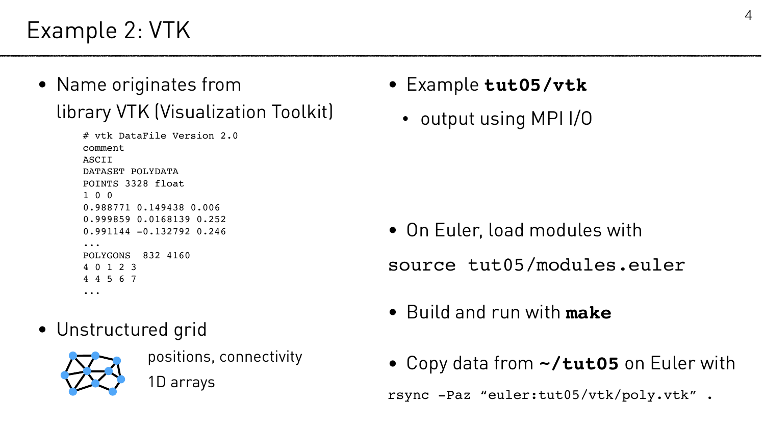# Example 2: VTK

- Name originates from library VTK (Visualization Toolkit)

```
# vtk DataFile Version 2.0
comment
ASCII
DATASET POLYDATA
POINTS 3328 float
1 0 0
0.988771 0.149438 0.006
0.999859 0.0168139 0.252
0.991144 -0.132792 0.246
...
POLYGONS  832 4160
4 0 1 2 3
4 4 5 6 7
...
```

- Unstructured grid

  positions, connectivity

  1D arrays

- Example **`tut05/vtk`**
  - output using MPI I/O

- On Euler, load modules with

```
source tut05/modules.euler
```

- Build and run with **`make`**

- Copy data from **`~/tut05`** on Euler with

```
rsync -Paz “euler:tut05/vtk/poly.vtk” .
```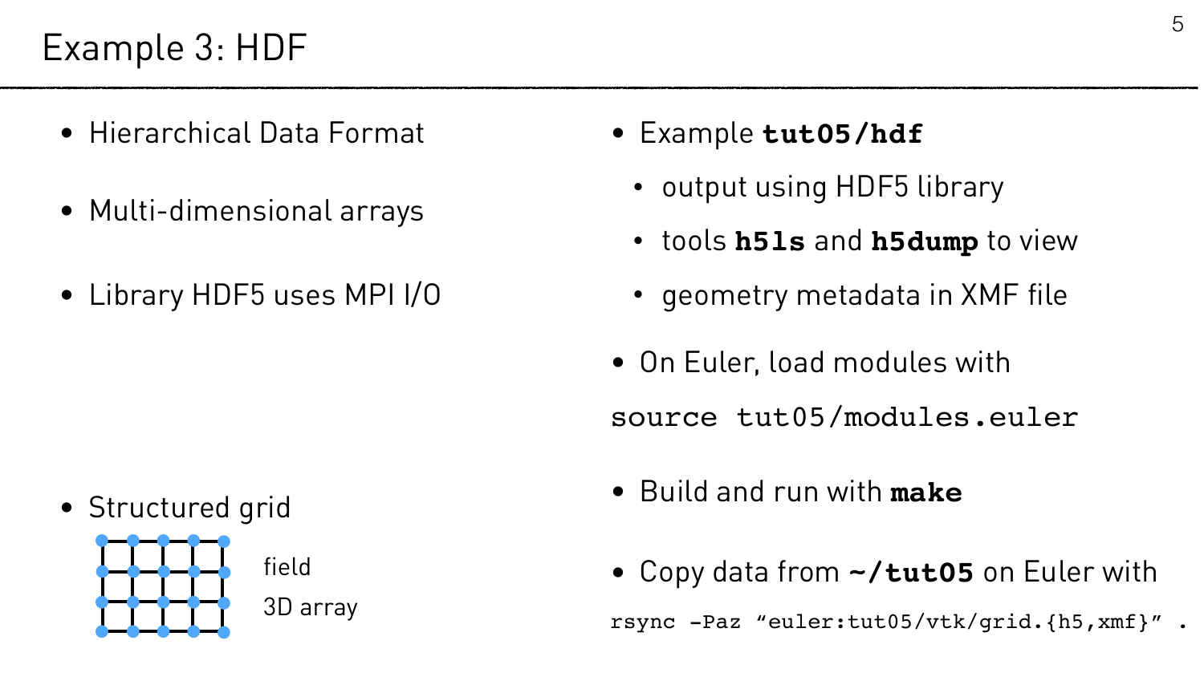# Example 3: HDF

- Hierarchical Data Format
- Multi-dimensional arrays
- Library HDF5 uses MPI I/O
- Structured grid

field

3D array

- Example **tut05/hdf**
  - output using HDF5 library
  - tools **h5ls** and **h5dump** to view
  - geometry metadata in XMF file
- On Euler, load modules with

```
source tut05/modules.euler
```

- Build and run with **make**
- Copy data from **~/tut05** on Euler with

```
rsync -Paz “euler:tut05/vtk/grid.{h5,xmf}” .
```